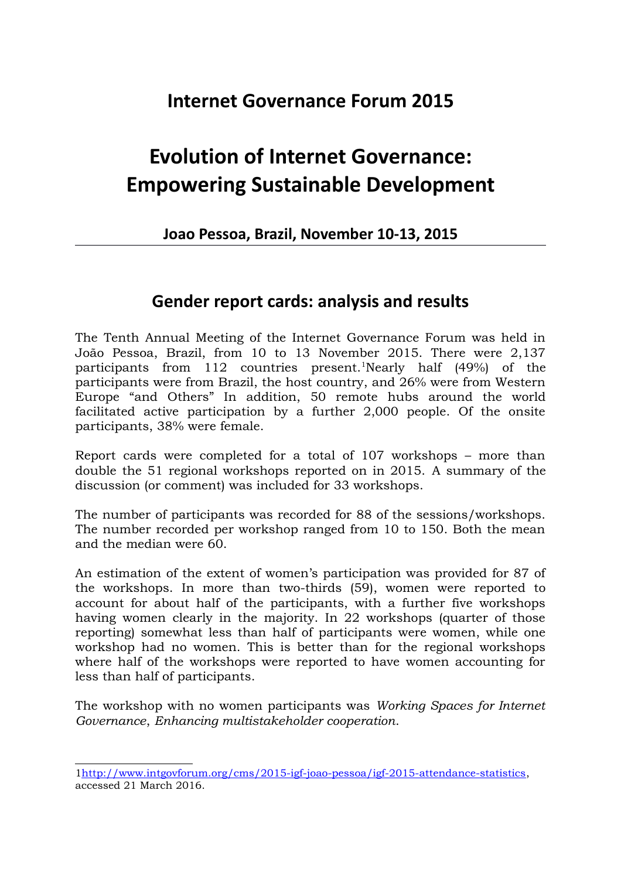# Internet Governance Forum 2015

# Evolution of Internet Governance: Empowering Sustainable Development

### Joao Pessoa, Brazil, November 10-13, 2015

---

## Gender report cards: analysis and results

The Tenth Annual Meeting of the Internet Governance Forum was held in João Pessoa, Brazil, from 10 to 13 November 2015. There were 2,137 participants from 112 countries present.[1]Nearly half (49%) of the participants were from Brazil, the host country, and 26% were from Western Europe "and Others" In addition, 50 remote hubs around the world facilitated active participation by a further 2,000 people. Of the onsite participants, 38% were female.

Report cards were completed for a total of 107 workshops – more than double the 51 regional workshops reported on in 2015. A summary of the discussion (or comment) was included for 33 workshops.

The number of participants was recorded for 88 of the sessions/workshops. The number recorded per workshop ranged from 10 to 150. Both the mean and the median were 60.

An estimation of the extent of women's participation was provided for 87 of the workshops. In more than two-thirds (59), women were reported to account for about half of the participants, with a further five workshops having women clearly in the majority. In 22 workshops (quarter of those reporting) somewhat less than half of participants were women, while one workshop had no women. This is better than for the regional workshops where half of the workshops were reported to have women accounting for less than half of participants.

The workshop with no women participants was *Working Spaces for Internet Governance, Enhancing multistakeholder cooperation.*

---

1http://www.intgovforum.org/cms/2015-igf-joao-pessoa/igf-2015-attendance-statistics, accessed 21 March 2016.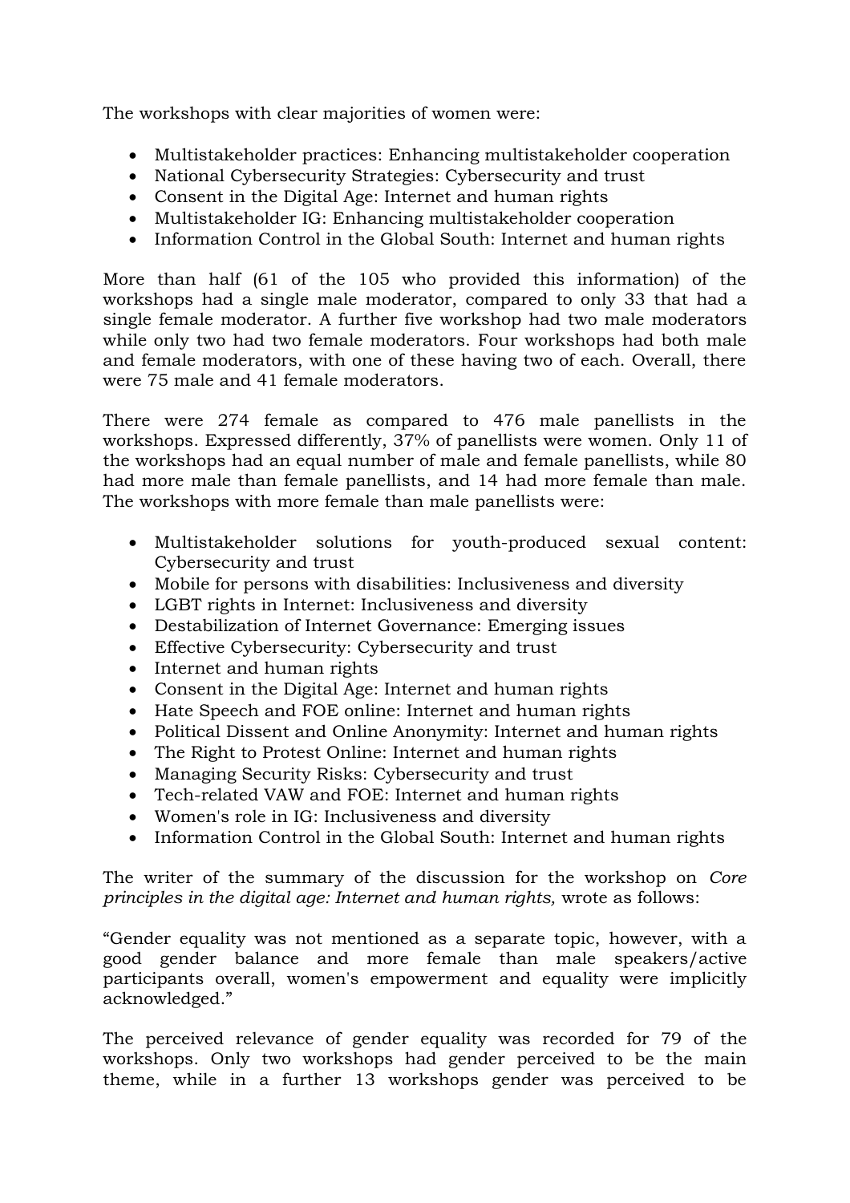The workshops with clear majorities of women were:

- Multistakeholder practices: Enhancing multistakeholder cooperation
- National Cybersecurity Strategies: Cybersecurity and trust
- Consent in the Digital Age: Internet and human rights
- Multistakeholder IG: Enhancing multistakeholder cooperation
- Information Control in the Global South: Internet and human rights

More than half (61 of the 105 who provided this information) of the workshops had a single male moderator, compared to only 33 that had a single female moderator. A further five workshop had two male moderators while only two had two female moderators. Four workshops had both male and female moderators, with one of these having two of each. Overall, there were 75 male and 41 female moderators.

There were 274 female as compared to 476 male panellists in the workshops. Expressed differently, 37% of panellists were women. Only 11 of the workshops had an equal number of male and female panellists, while 80 had more male than female panellists, and 14 had more female than male. The workshops with more female than male panellists were:

- Multistakeholder solutions for youth-produced sexual content: Cybersecurity and trust
- Mobile for persons with disabilities: Inclusiveness and diversity
- LGBT rights in Internet: Inclusiveness and diversity
- Destabilization of Internet Governance: Emerging issues
- Effective Cybersecurity: Cybersecurity and trust
- Internet and human rights
- Consent in the Digital Age: Internet and human rights
- Hate Speech and FOE online: Internet and human rights
- Political Dissent and Online Anonymity: Internet and human rights
- The Right to Protest Online: Internet and human rights
- Managing Security Risks: Cybersecurity and trust
- Tech-related VAW and FOE: Internet and human rights
- Women's role in IG: Inclusiveness and diversity
- Information Control in the Global South: Internet and human rights

The writer of the summary of the discussion for the workshop on *Core principles in the digital age: Internet and human rights,* wrote as follows:

"Gender equality was not mentioned as a separate topic, however, with a good gender balance and more female than male speakers/active participants overall, women's empowerment and equality were implicitly acknowledged."

The perceived relevance of gender equality was recorded for 79 of the workshops. Only two workshops had gender perceived to be the main theme, while in a further 13 workshops gender was perceived to be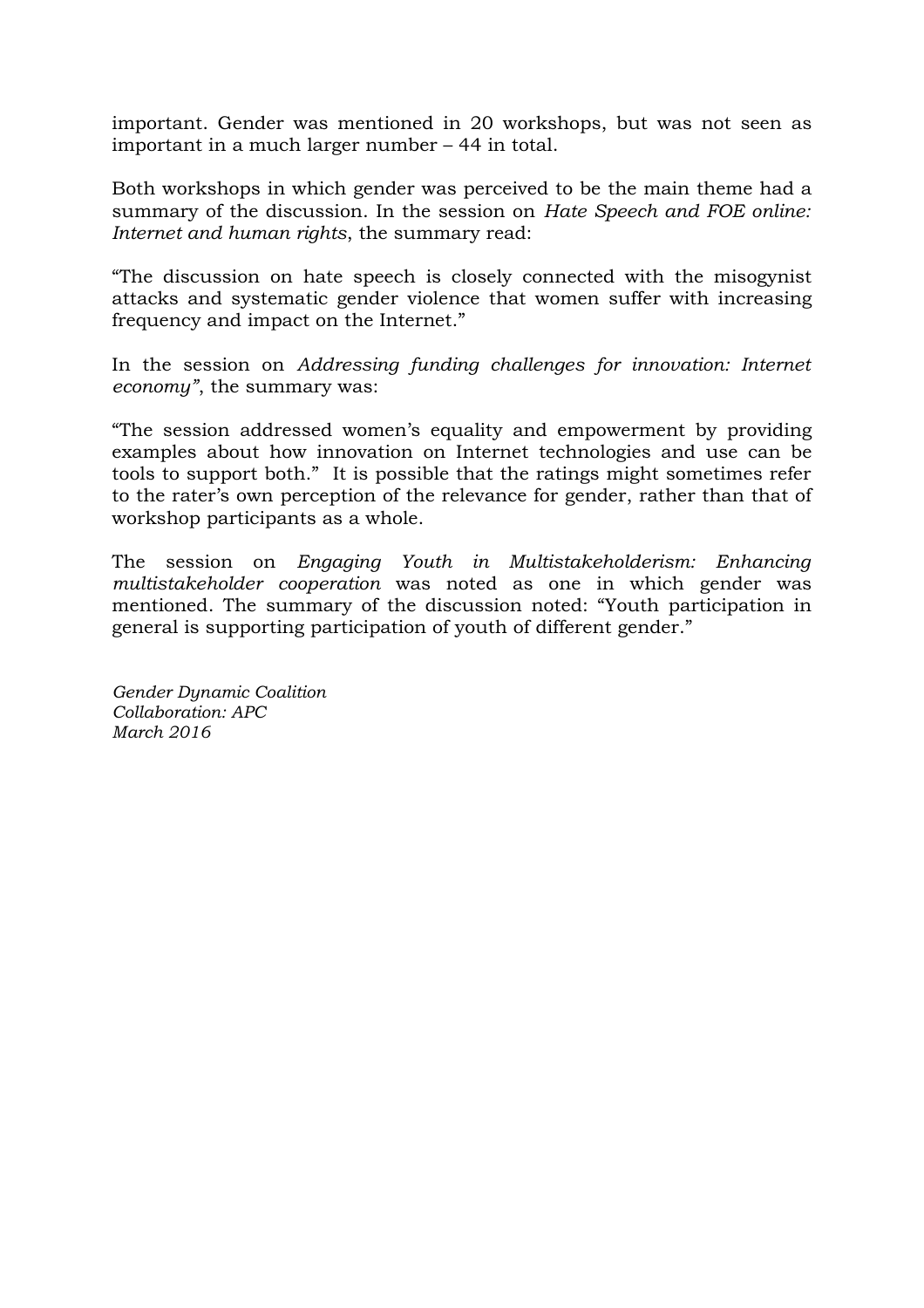important. Gender was mentioned in 20 workshops, but was not seen as important in a much larger number – 44 in total.

Both workshops in which gender was perceived to be the main theme had a summary of the discussion. In the session on *Hate Speech and FOE online: Internet and human rights*, the summary read:

“The discussion on hate speech is closely connected with the misogynist attacks and systematic gender violence that women suffer with increasing frequency and impact on the Internet.”

In the session on *Addressing funding challenges for innovation: Internet economy”*, the summary was:

“The session addressed women’s equality and empowerment by providing examples about how innovation on Internet technologies and use can be tools to support both.” It is possible that the ratings might sometimes refer to the rater’s own perception of the relevance for gender, rather than that of workshop participants as a whole.

The session on *Engaging Youth in Multistakeholderism: Enhancing multistakeholder cooperation* was noted as one in which gender was mentioned. The summary of the discussion noted: “Youth participation in general is supporting participation of youth of different gender.”

*Gender Dynamic Coalition*
*Collaboration: APC*
*March 2016*